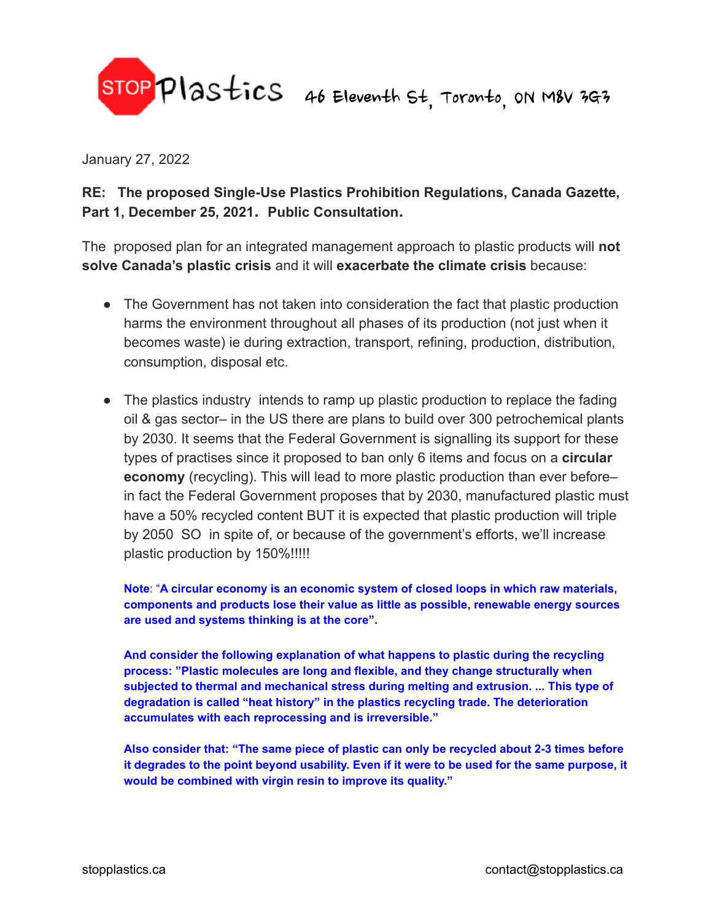STOP Plastics 46 Eleventh St, Toronto, ON M8V 3G3

January 27, 2022

**RE: The proposed Single-Use Plastics Prohibition Regulations, Canada Gazette, Part 1, December 25, 2021. Public Consultation.**

The proposed plan for an integrated management approach to plastic products will **not solve Canada's plastic crisis** and it will **exacerbate the climate crisis** because:

- The Government has not taken into consideration the fact that plastic production harms the environment throughout all phases of its production (not just when it becomes waste) ie during extraction, transport, refining, production, distribution, consumption, disposal etc.

- The plastics industry intends to ramp up plastic production to replace the fading oil & gas sector– in the US there are plans to build over 300 petrochemical plants by 2030. It seems that the Federal Government is signalling its support for these types of practises since it proposed to ban only 6 items and focus on a **circular economy** (recycling). This will lead to more plastic production than ever before– in fact the Federal Government proposes that by 2030, manufactured plastic must have a 50% recycled content BUT it is expected that plastic production will triple by 2050 SO in spite of, or because of the government's efforts, we'll increase plastic production by 150%!!!!!

  **Note: "A circular economy is an economic system of closed loops in which raw materials, components and products lose their value as little as possible, renewable energy sources are used and systems thinking is at the core".**

  **And consider the following explanation of what happens to plastic during the recycling process: "Plastic molecules are long and flexible, and they change structurally when subjected to thermal and mechanical stress during melting and extrusion. ... This type of degradation is called "heat history" in the plastics recycling trade. The deterioration accumulates with each reprocessing and is irreversible."**

  **Also consider that: "The same piece of plastic can only be recycled about 2-3 times before it degrades to the point beyond usability. Even if it were to be used for the same purpose, it would be combined with virgin resin to improve its quality."**

stopplastics.ca contact@stopplastics.ca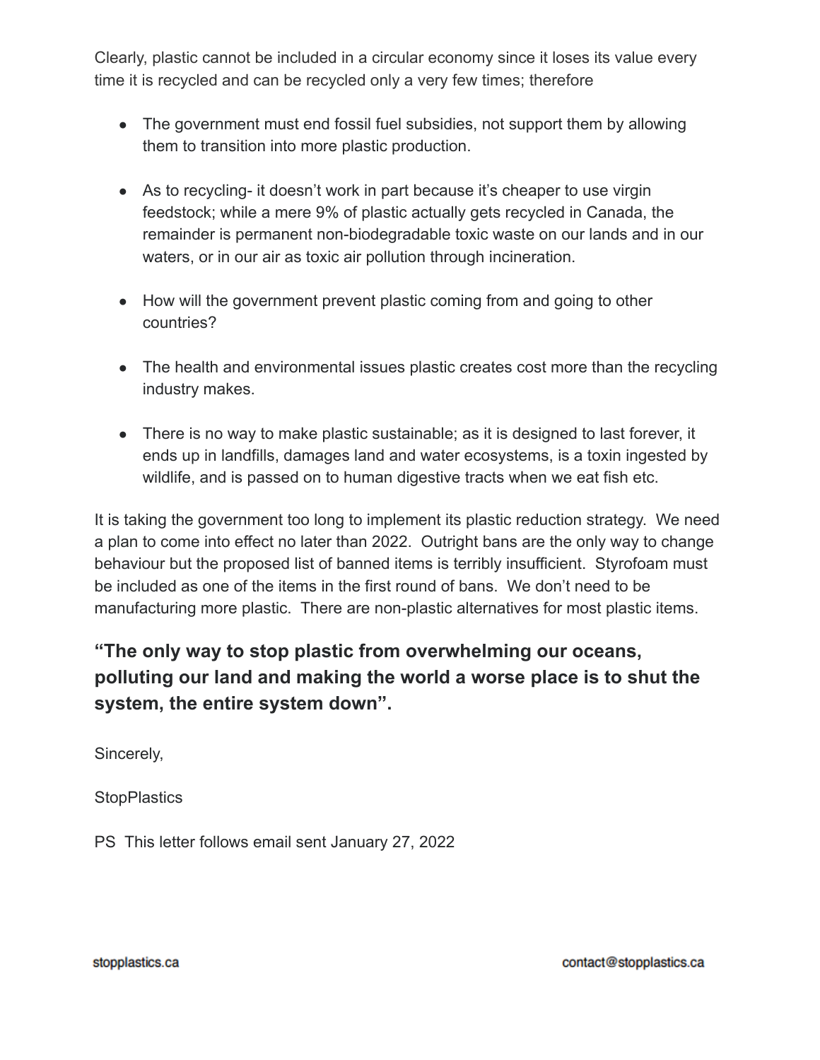Clearly, plastic cannot be included in a circular economy since it loses its value every time it is recycled and can be recycled only a very few times; therefore

- The government must end fossil fuel subsidies, not support them by allowing them to transition into more plastic production.

- As to recycling- it doesn't work in part because it's cheaper to use virgin feedstock; while a mere 9% of plastic actually gets recycled in Canada, the remainder is permanent non-biodegradable toxic waste on our lands and in our waters, or in our air as toxic air pollution through incineration.

- How will the government prevent plastic coming from and going to other countries?

- The health and environmental issues plastic creates cost more than the recycling industry makes.

- There is no way to make plastic sustainable; as it is designed to last forever, it ends up in landfills, damages land and water ecosystems, is a toxin ingested by wildlife, and is passed on to human digestive tracts when we eat fish etc.

It is taking the government too long to implement its plastic reduction strategy. We need a plan to come into effect no later than 2022. Outright bans are the only way to change behaviour but the proposed list of banned items is terribly insufficient. Styrofoam must be included as one of the items in the first round of bans. We don't need to be manufacturing more plastic. There are non-plastic alternatives for most plastic items.

**"The only way to stop plastic from overwhelming our oceans, polluting our land and making the world a worse place is to shut the system, the entire system down".**

Sincerely,

StopPlastics

PS This letter follows email sent January 27, 2022

stopplastics.ca

contact@stopplastics.ca